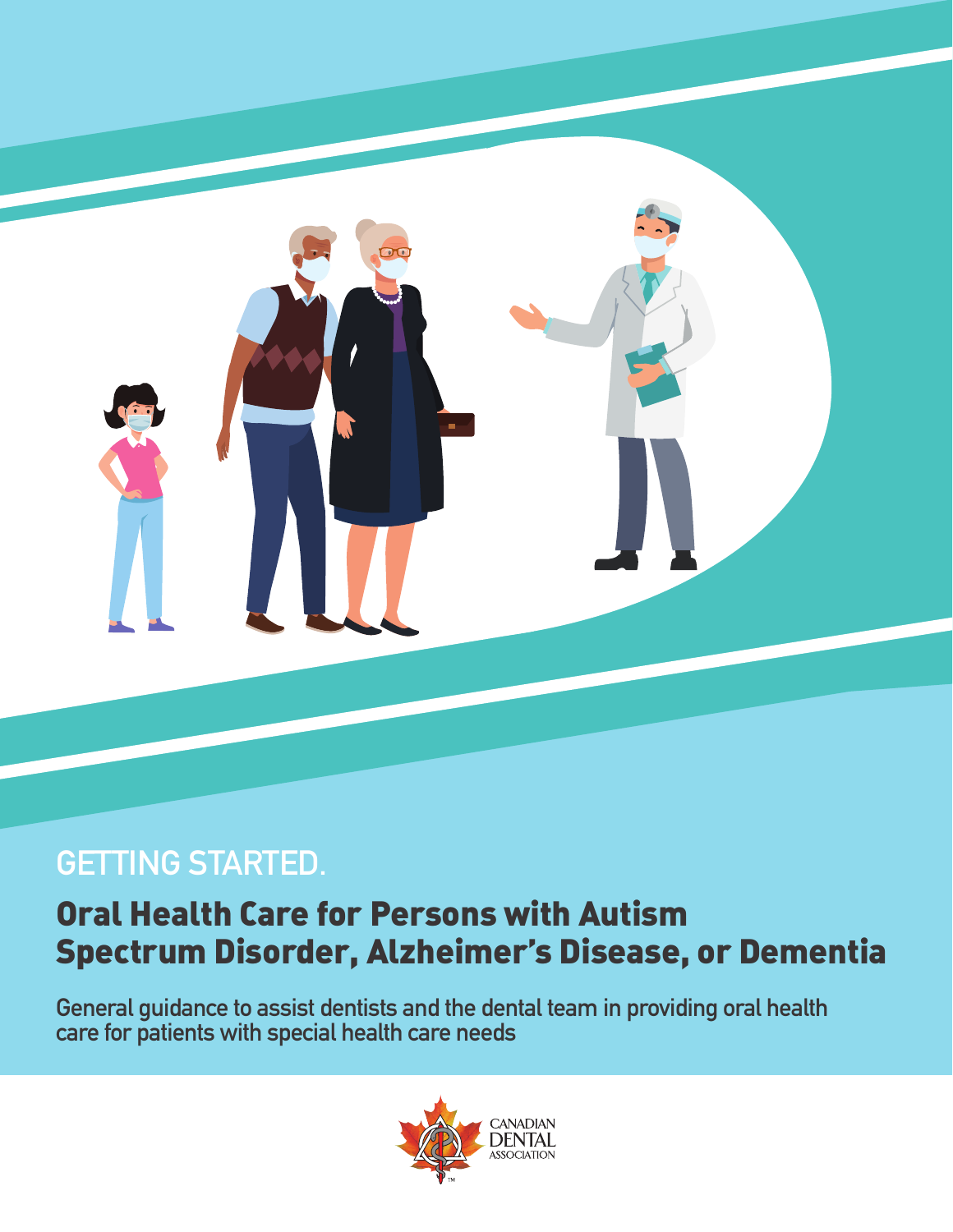GETTING STARTED.

# Oral Health Care for Persons with Autism Spectrum Disorder, Alzheimer's Disease, or Dementia

**General guidance to assist dentists and the dental team in providing oral health care for patients with special health care needs**

CANADIAN DENTAL ASSOCIATION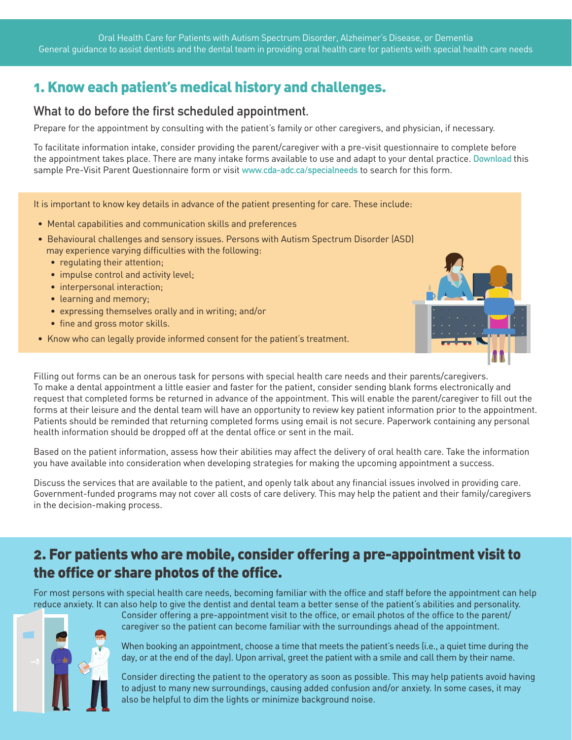Oral Health Care for Patients with Autism Spectrum Disorder, Alzheimer's Disease, or Dementia
General guidance to assist dentists and the dental team in providing oral health care for patients with special health care needs

## 1. Know each patient's medical history and challenges.

### What to do before the first scheduled appointment.

Prepare for the appointment by consulting with the patient's family or other caregivers, and physician, if necessary.

To facilitate information intake, consider providing the parent/caregiver with a pre-visit questionnaire to complete before the appointment takes place. There are many intake forms available to use and adapt to your dental practice. Download this sample Pre-Visit Parent Questionnaire form or visit www.cda-adc.ca/specialneeds to search for this form.

It is important to know key details in advance of the patient presenting for care. These include:

- Mental capabilities and communication skills and preferences
- Behavioural challenges and sensory issues. Persons with Autism Spectrum Disorder (ASD) may experience varying difficulties with the following:
  - regulating their attention;
  - impulse control and activity level;
  - interpersonal interaction;
  - learning and memory;
  - expressing themselves orally and in writing; and/or
  - fine and gross motor skills.
- Know who can legally provide informed consent for the patient's treatment.

Filling out forms can be an onerous task for persons with special health care needs and their parents/caregivers. To make a dental appointment a little easier and faster for the patient, consider sending blank forms electronically and request that completed forms be returned in advance of the appointment. This will enable the parent/caregiver to fill out the forms at their leisure and the dental team will have an opportunity to review key patient information prior to the appointment. Patients should be reminded that returning completed forms using email is not secure. Paperwork containing any personal health information should be dropped off at the dental office or sent in the mail.

Based on the patient information, assess how their abilities may affect the delivery of oral health care. Take the information you have available into consideration when developing strategies for making the upcoming appointment a success.

Discuss the services that are available to the patient, and openly talk about any financial issues involved in providing care. Government-funded programs may not cover all costs of care delivery. This may help the patient and their family/caregivers in the decision-making process.

## 2. For patients who are mobile, consider offering a pre-appointment visit to the office or share photos of the office.

For most persons with special health care needs, becoming familiar with the office and staff before the appointment can help reduce anxiety. It can also help to give the dentist and dental team a better sense of the patient's abilities and personality. Consider offering a pre-appointment visit to the office, or email photos of the office to the parent/caregiver so the patient can become familiar with the surroundings ahead of the appointment.

When booking an appointment, choose a time that meets the patient's needs (i.e., a quiet time during the day, or at the end of the day). Upon arrival, greet the patient with a smile and call them by their name.

Consider directing the patient to the operatory as soon as possible. This may help patients avoid having to adjust to many new surroundings, causing added confusion and/or anxiety. In some cases, it may also be helpful to dim the lights or minimize background noise.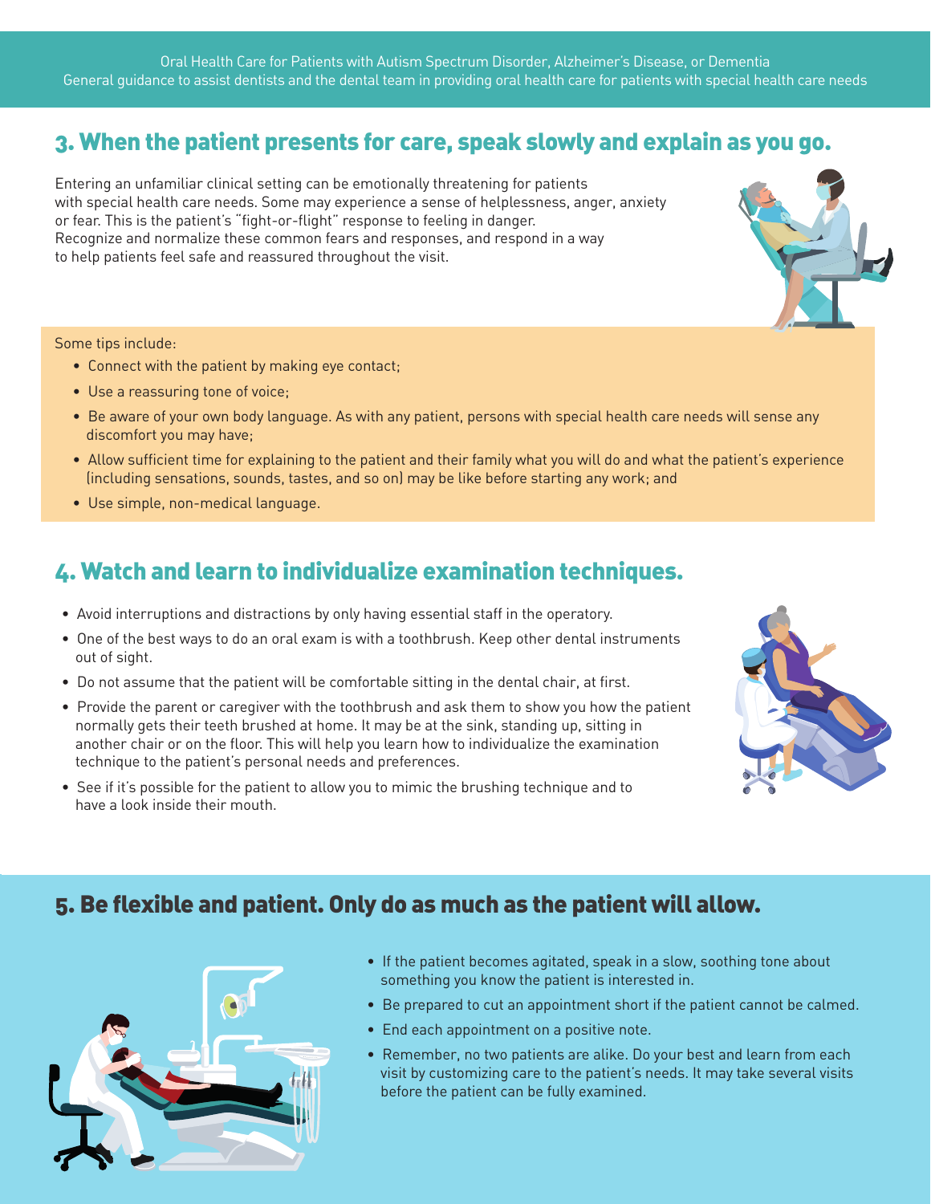## 3. When the patient presents for care, speak slowly and explain as you go.

Entering an unfamiliar clinical setting can be emotionally threatening for patients with special health care needs. Some may experience a sense of helplessness, anger, anxiety or fear. This is the patient's "fight-or-flight" response to feeling in danger. Recognize and normalize these common fears and responses, and respond in a way to help patients feel safe and reassured throughout the visit.

Some tips include:

- Connect with the patient by making eye contact;
- Use a reassuring tone of voice;
- Be aware of your own body language. As with any patient, persons with special health care needs will sense any discomfort you may have;
- Allow sufficient time for explaining to the patient and their family what you will do and what the patient's experience (including sensations, sounds, tastes, and so on) may be like before starting any work; and
- Use simple, non-medical language.

## 4. Watch and learn to individualize examination techniques.

- Avoid interruptions and distractions by only having essential staff in the operatory.
- One of the best ways to do an oral exam is with a toothbrush. Keep other dental instruments out of sight.
- Do not assume that the patient will be comfortable sitting in the dental chair, at first.
- Provide the parent or caregiver with the toothbrush and ask them to show you how the patient normally gets their teeth brushed at home. It may be at the sink, standing up, sitting in another chair or on the floor. This will help you learn how to individualize the examination technique to the patient's personal needs and preferences.
- See if it's possible for the patient to allow you to mimic the brushing technique and to have a look inside their mouth.

## 5. Be flexible and patient. Only do as much as the patient will allow.

- If the patient becomes agitated, speak in a slow, soothing tone about something you know the patient is interested in.
- Be prepared to cut an appointment short if the patient cannot be calmed.
- End each appointment on a positive note.
- Remember, no two patients are alike. Do your best and learn from each visit by customizing care to the patient's needs. It may take several visits before the patient can be fully examined.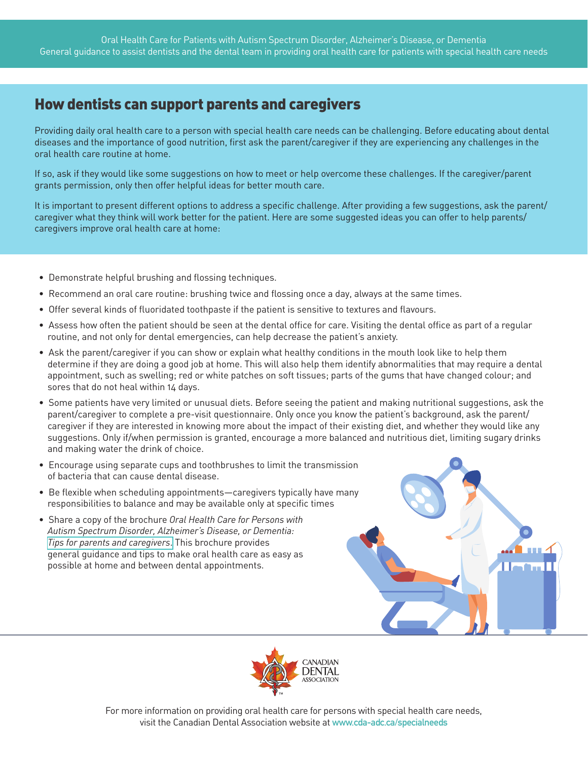## How dentists can support parents and caregivers

Providing daily oral health care to a person with special health care needs can be challenging. Before educating about dental diseases and the importance of good nutrition, first ask the parent/caregiver if they are experiencing any challenges in the oral health care routine at home.

If so, ask if they would like some suggestions on how to meet or help overcome these challenges. If the caregiver/parent grants permission, only then offer helpful ideas for better mouth care.

It is important to present different options to address a specific challenge. After providing a few suggestions, ask the parent/caregiver what they think will work better for the patient. Here are some suggested ideas you can offer to help parents/caregivers improve oral health care at home:

- Demonstrate helpful brushing and flossing techniques.
- Recommend an oral care routine: brushing twice and flossing once a day, always at the same times.
- Offer several kinds of fluoridated toothpaste if the patient is sensitive to textures and flavours.
- Assess how often the patient should be seen at the dental office for care. Visiting the dental office as part of a regular routine, and not only for dental emergencies, can help decrease the patient's anxiety.
- Ask the parent/caregiver if you can show or explain what healthy conditions in the mouth look like to help them determine if they are doing a good job at home. This will also help them identify abnormalities that may require a dental appointment, such as swelling; red or white patches on soft tissues; parts of the gums that have changed colour; and sores that do not heal within 14 days.
- Some patients have very limited or unusual diets. Before seeing the patient and making nutritional suggestions, ask the parent/caregiver to complete a pre-visit questionnaire. Only once you know the patient's background, ask the parent/caregiver if they are interested in knowing more about the impact of their existing diet, and whether they would like any suggestions. Only if/when permission is granted, encourage a more balanced and nutritious diet, limiting sugary drinks and making water the drink of choice.
- Encourage using separate cups and toothbrushes to limit the transmission of bacteria that can cause dental disease.
- Be flexible when scheduling appointments—caregivers typically have many responsibilities to balance and may be available only at specific times
- Share a copy of the brochure *Oral Health Care for Persons with Autism Spectrum Disorder, Alzheimer's Disease, or Dementia: Tips for parents and caregivers.* This brochure provides general guidance and tips to make oral health care as easy as possible at home and between dental appointments.

CANADIAN DENTAL ASSOCIATION

For more information on providing oral health care for persons with special health care needs, visit the Canadian Dental Association website at www.cda-adc.ca/specialneeds